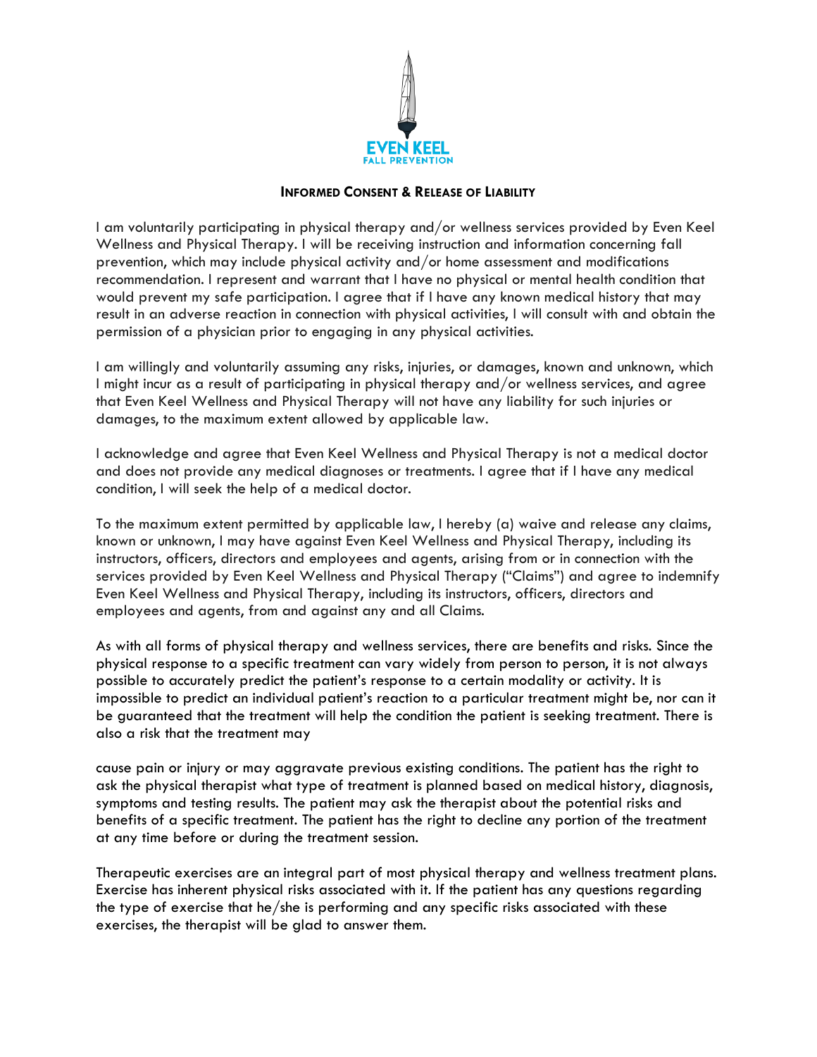EVEN KEEL
FALL PREVENTION

## INFORMED CONSENT & RELEASE OF LIABILITY

I am voluntarily participating in physical therapy and/or wellness services provided by Even Keel Wellness and Physical Therapy. I will be receiving instruction and information concerning fall prevention, which may include physical activity and/or home assessment and modifications recommendation. I represent and warrant that I have no physical or mental health condition that would prevent my safe participation. I agree that if I have any known medical history that may result in an adverse reaction in connection with physical activities, I will consult with and obtain the permission of a physician prior to engaging in any physical activities.

I am willingly and voluntarily assuming any risks, injuries, or damages, known and unknown, which I might incur as a result of participating in physical therapy and/or wellness services, and agree that Even Keel Wellness and Physical Therapy will not have any liability for such injuries or damages, to the maximum extent allowed by applicable law.

I acknowledge and agree that Even Keel Wellness and Physical Therapy is not a medical doctor and does not provide any medical diagnoses or treatments. I agree that if I have any medical condition, I will seek the help of a medical doctor.

To the maximum extent permitted by applicable law, I hereby (a) waive and release any claims, known or unknown, I may have against Even Keel Wellness and Physical Therapy, including its instructors, officers, directors and employees and agents, arising from or in connection with the services provided by Even Keel Wellness and Physical Therapy ("Claims") and agree to indemnify Even Keel Wellness and Physical Therapy, including its instructors, officers, directors and employees and agents, from and against any and all Claims.

As with all forms of physical therapy and wellness services, there are benefits and risks. Since the physical response to a specific treatment can vary widely from person to person, it is not always possible to accurately predict the patient's response to a certain modality or activity. It is impossible to predict an individual patient's reaction to a particular treatment might be, nor can it be guaranteed that the treatment will help the condition the patient is seeking treatment. There is also a risk that the treatment may cause pain or injury or may aggravate previous existing conditions. The patient has the right to ask the physical therapist what type of treatment is planned based on medical history, diagnosis, symptoms and testing results. The patient may ask the therapist about the potential risks and benefits of a specific treatment. The patient has the right to decline any portion of the treatment at any time before or during the treatment session.

Therapeutic exercises are an integral part of most physical therapy and wellness treatment plans. Exercise has inherent physical risks associated with it. If the patient has any questions regarding the type of exercise that he/she is performing and any specific risks associated with these exercises, the therapist will be glad to answer them.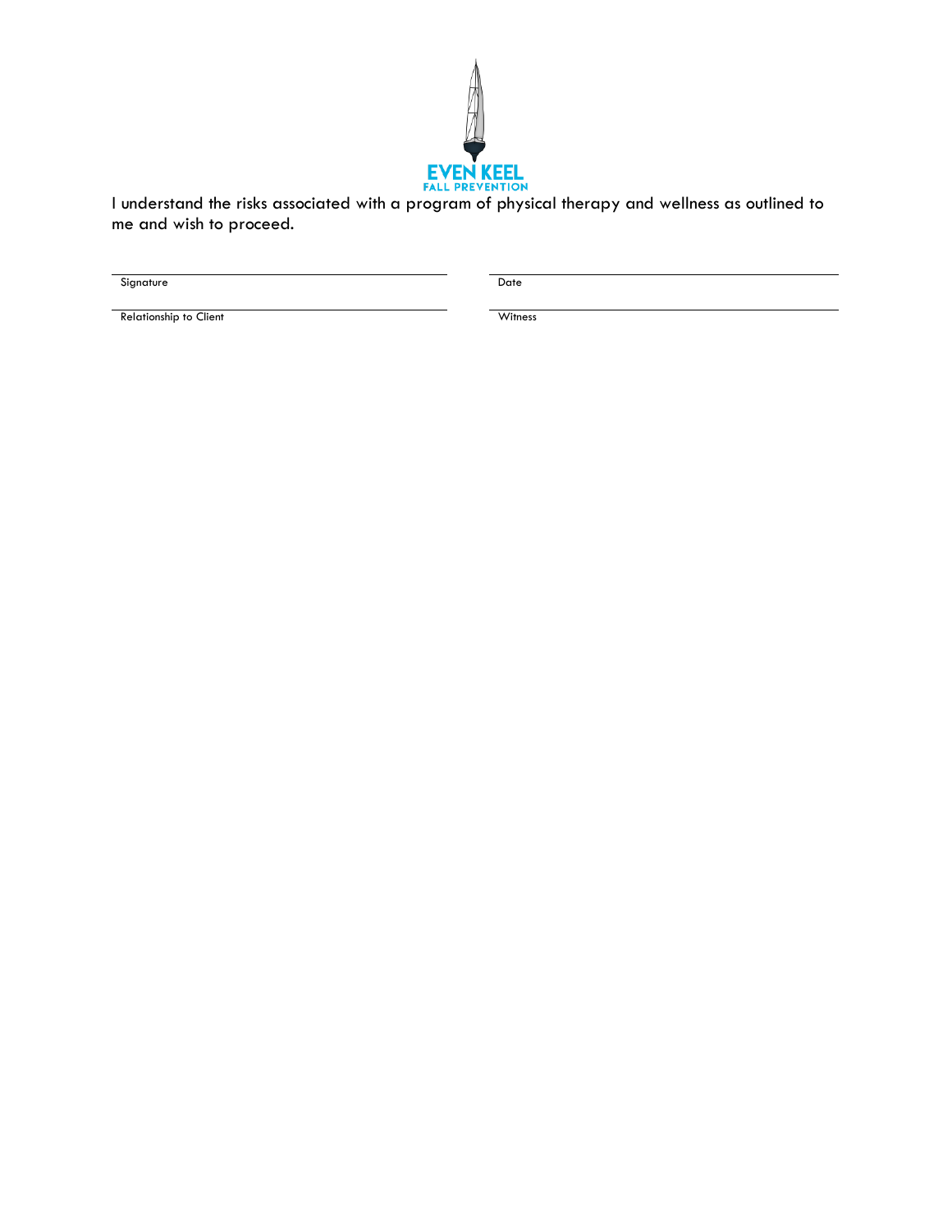EVEN KEEL
FALL PREVENTION

I understand the risks associated with a program of physical therapy and wellness as outlined to me and wish to proceed.

| | |
|---|---|
| Signature | Date |
| Relationship to Client | Witness |